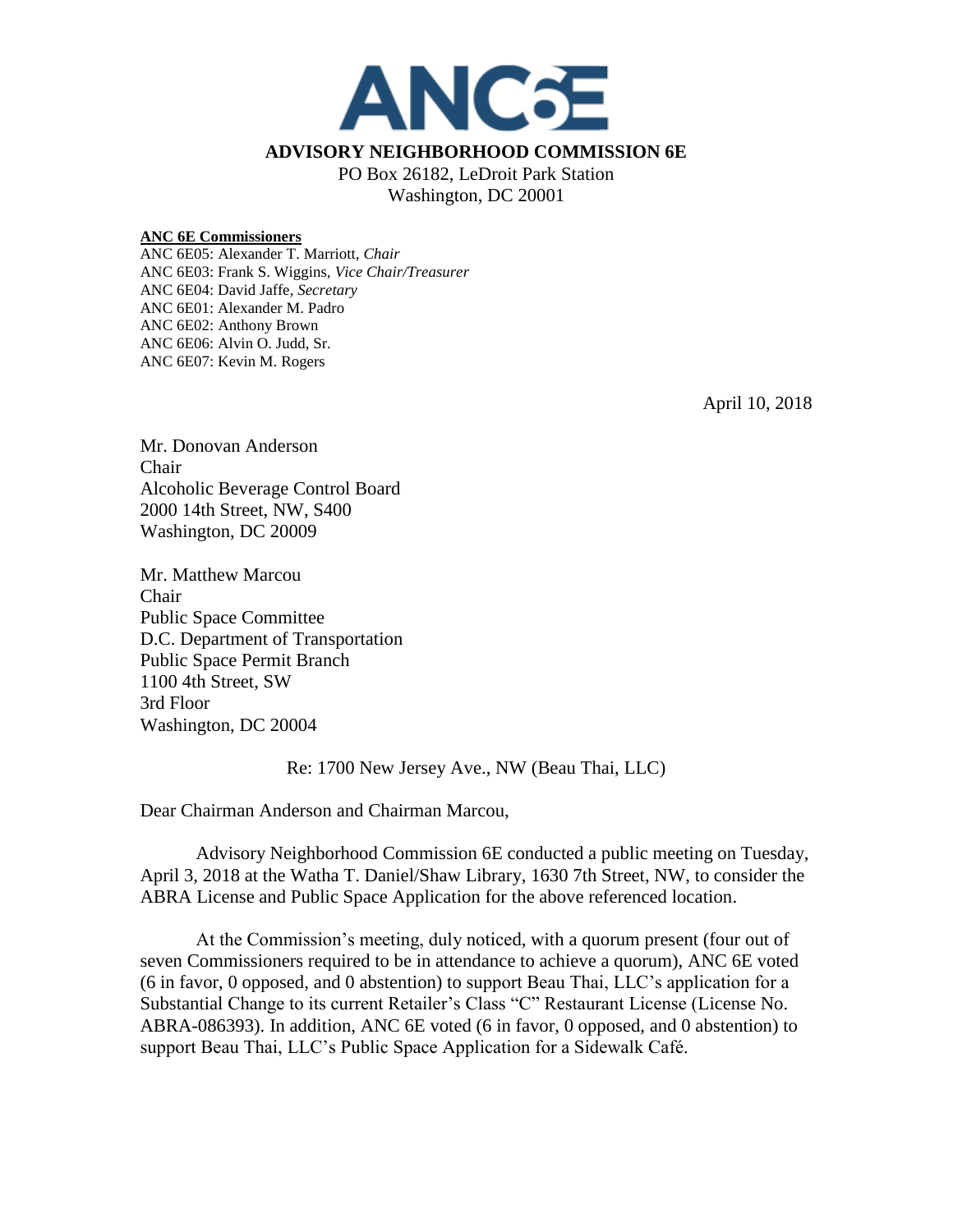# ANC6E

**ADVISORY NEIGHBORHOOD COMMISSION 6E**

PO Box 26182, LeDroit Park Station
Washington, DC 20001

**ANC 6E Commissioners**

ANC 6E05: Alexander T. Marriott, *Chair*
ANC 6E03: Frank S. Wiggins, *Vice Chair/Treasurer*
ANC 6E04: David Jaffe, *Secretary*
ANC 6E01: Alexander M. Padro
ANC 6E02: Anthony Brown
ANC 6E06: Alvin O. Judd, Sr.
ANC 6E07: Kevin M. Rogers

April 10, 2018

Mr. Donovan Anderson
Chair
Alcoholic Beverage Control Board
2000 14th Street, NW, S400
Washington, DC 20009

Mr. Matthew Marcou
Chair
Public Space Committee
D.C. Department of Transportation
Public Space Permit Branch
1100 4th Street, SW
3rd Floor
Washington, DC 20004

Re: 1700 New Jersey Ave., NW (Beau Thai, LLC)

Dear Chairman Anderson and Chairman Marcou,

Advisory Neighborhood Commission 6E conducted a public meeting on Tuesday, April 3, 2018 at the Watha T. Daniel/Shaw Library, 1630 7th Street, NW, to consider the ABRA License and Public Space Application for the above referenced location.

At the Commission's meeting, duly noticed, with a quorum present (four out of seven Commissioners required to be in attendance to achieve a quorum), ANC 6E voted (6 in favor, 0 opposed, and 0 abstention) to support Beau Thai, LLC's application for a Substantial Change to its current Retailer's Class "C" Restaurant License (License No. ABRA-086393). In addition, ANC 6E voted (6 in favor, 0 opposed, and 0 abstention) to support Beau Thai, LLC's Public Space Application for a Sidewalk Café.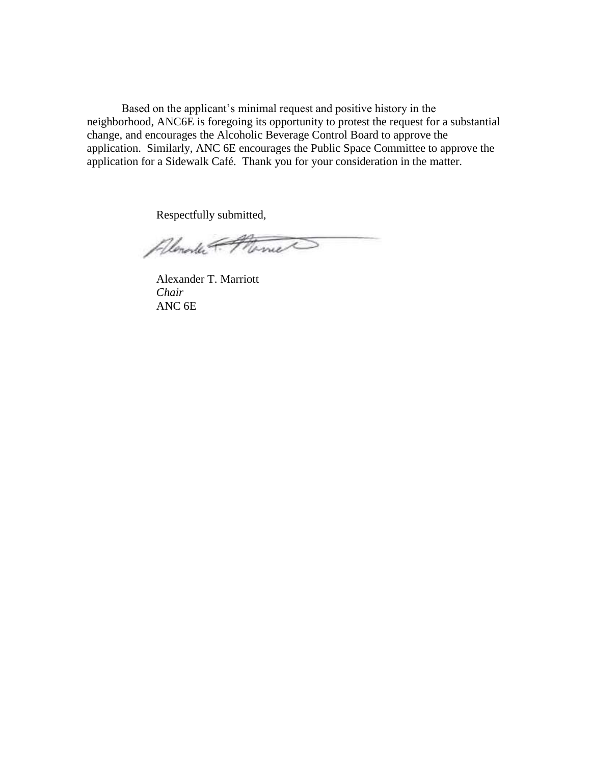Based on the applicant's minimal request and positive history in the neighborhood, ANC6E is foregoing its opportunity to protest the request for a substantial change, and encourages the Alcoholic Beverage Control Board to approve the application. Similarly, ANC 6E encourages the Public Space Committee to approve the application for a Sidewalk Café. Thank you for your consideration in the matter.

Respectfully submitted,

Alexander T. Marriott
*Chair*
ANC 6E